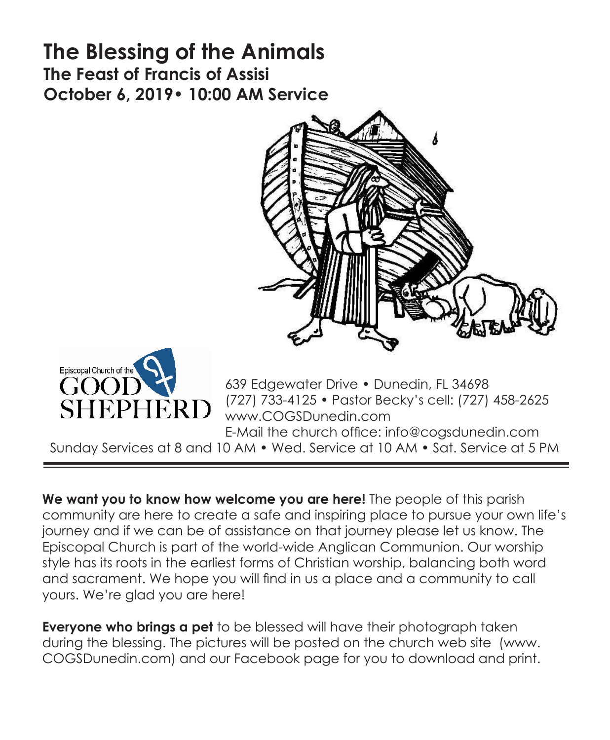# The Blessing of the Animals

## The Feast of Francis of Assisi

## October 6, 2019• 10:00 AM Service

Episcopal Church of the GOOD SHEPHERD

639 Edgewater Drive • Dunedin, FL 34698
(727) 733-4125 • Pastor Becky's cell: (727) 458-2625
www.COGSDunedin.com
E-Mail the church office: info@cogsdunedin.com
Sunday Services at 8 and 10 AM • Wed. Service at 10 AM • Sat. Service at 5 PM

---

**We want you to know how welcome you are here!** The people of this parish community are here to create a safe and inspiring place to pursue your own life's journey and if we can be of assistance on that journey please let us know. The Episcopal Church is part of the world-wide Anglican Communion. Our worship style has its roots in the earliest forms of Christian worship, balancing both word and sacrament. We hope you will find in us a place and a community to call yours. We're glad you are here!

**Everyone who brings a pet** to be blessed will have their photograph taken during the blessing. The pictures will be posted on the church web site (www.COGSDunedin.com) and our Facebook page for you to download and print.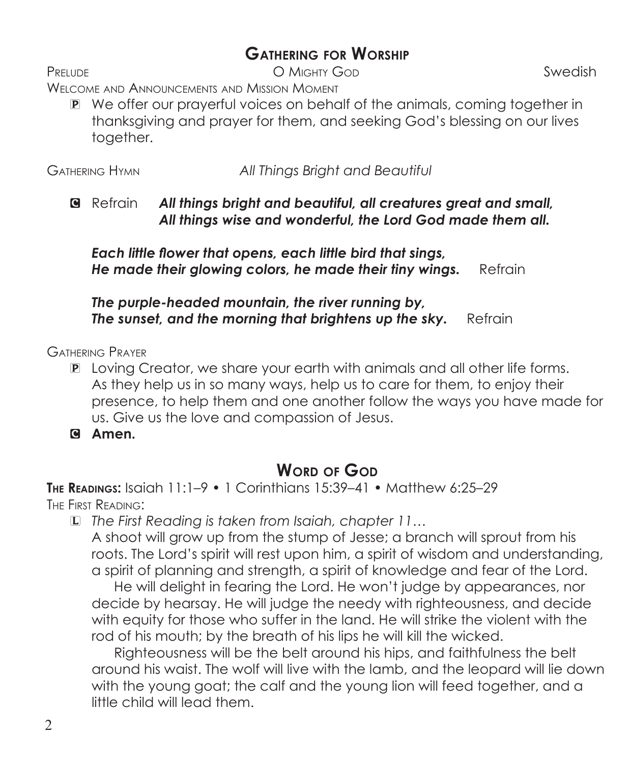## Gathering for Worship

Prelude — O Mighty God — Swedish

Welcome and Announcements and Mission Moment

P We offer our prayerful voices on behalf of the animals, coming together in thanksgiving and prayer for them, and seeking God's blessing on our lives together.

Gathering Hymn — *All Things Bright and Beautiful*

C Refrain ***All things bright and beautiful, all creatures great and small,***
***All things wise and wonderful, the Lord God made them all.***

***Each little flower that opens, each little bird that sings,***
***He made their glowing colors, he made their tiny wings.*** Refrain

***The purple-headed mountain, the river running by,***
***The sunset, and the morning that brightens up the sky.*** Refrain

Gathering Prayer

P Loving Creator, we share your earth with animals and all other life forms. As they help us in so many ways, help us to care for them, to enjoy their presence, to help them and one another follow the ways you have made for us. Give us the love and compassion of Jesus.

C **Amen.**

## Word of God

**The Readings:** Isaiah 11:1–9 • 1 Corinthians 15:39–41 • Matthew 6:25–29

The First Reading:

L *The First Reading is taken from Isaiah, chapter 11…*

A shoot will grow up from the stump of Jesse; a branch will sprout from his roots. The Lord's spirit will rest upon him, a spirit of wisdom and understanding, a spirit of planning and strength, a spirit of knowledge and fear of the Lord.

He will delight in fearing the Lord. He won't judge by appearances, nor decide by hearsay. He will judge the needy with righteousness, and decide with equity for those who suffer in the land. He will strike the violent with the rod of his mouth; by the breath of his lips he will kill the wicked.

Righteousness will be the belt around his hips, and faithfulness the belt around his waist. The wolf will live with the lamb, and the leopard will lie down with the young goat; the calf and the young lion will feed together, and a little child will lead them.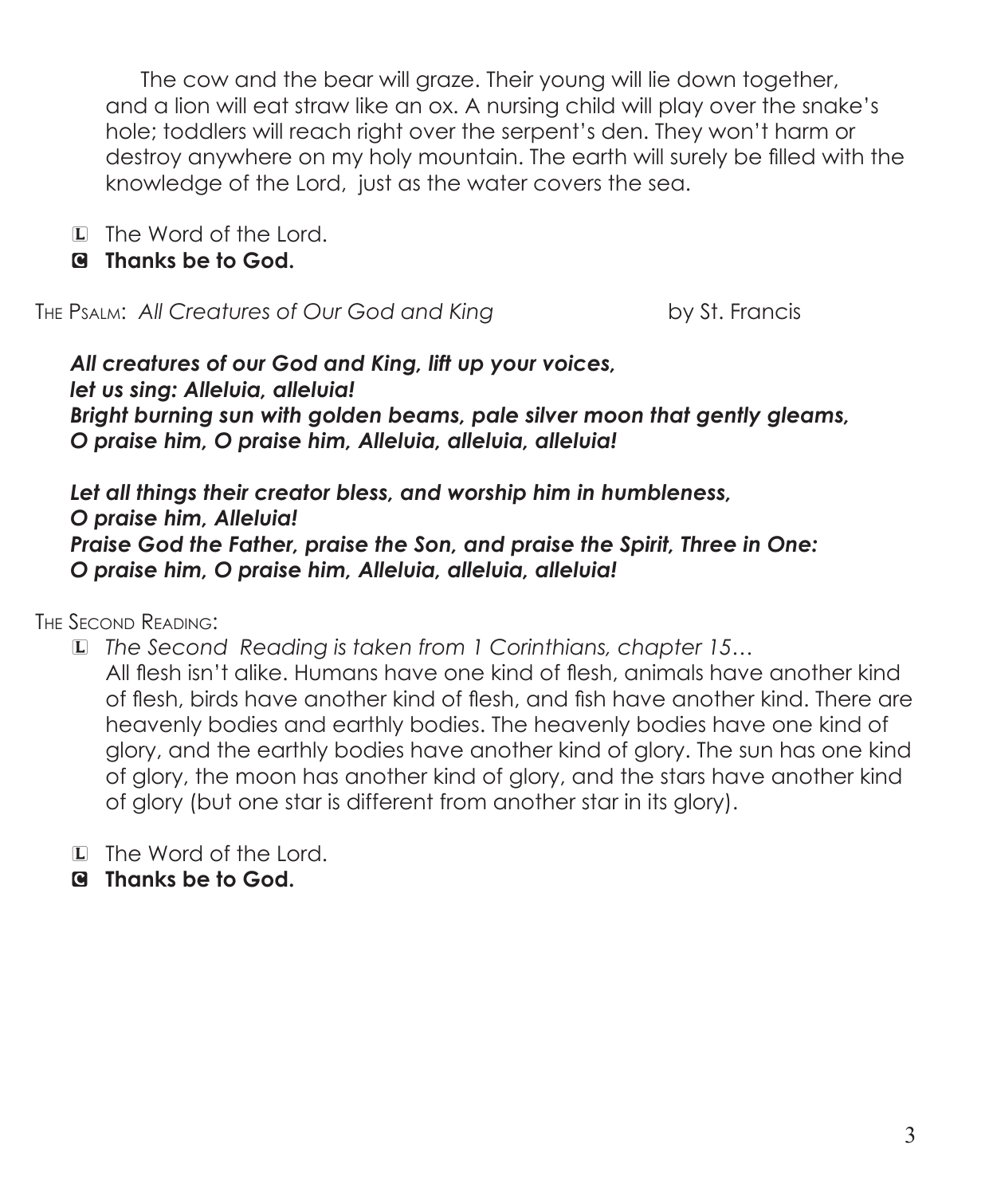The cow and the bear will graze. Their young will lie down together, and a lion will eat straw like an ox. A nursing child will play over the snake's hole; toddlers will reach right over the serpent's den. They won't harm or destroy anywhere on my holy mountain. The earth will surely be filled with the knowledge of the Lord, just as the water covers the sea.

L The Word of the Lord.

**C Thanks be to God.**

The Psalm: *All Creatures of Our God and King* by St. Francis

***All creatures of our God and King, lift up your voices,***
***let us sing: Alleluia, alleluia!***
***Bright burning sun with golden beams, pale silver moon that gently gleams,***
***O praise him, O praise him, Alleluia, alleluia, alleluia!***

***Let all things their creator bless, and worship him in humbleness,***
***O praise him, Alleluia!***
***Praise God the Father, praise the Son, and praise the Spirit, Three in One:***
***O praise him, O praise him, Alleluia, alleluia, alleluia!***

The Second Reading:

L *The Second Reading is taken from 1 Corinthians, chapter 15…*
All flesh isn't alike. Humans have one kind of flesh, animals have another kind of flesh, birds have another kind of flesh, and fish have another kind. There are heavenly bodies and earthly bodies. The heavenly bodies have one kind of glory, and the earthly bodies have another kind of glory. The sun has one kind of glory, the moon has another kind of glory, and the stars have another kind of glory (but one star is different from another star in its glory).

L The Word of the Lord.

**C Thanks be to God.**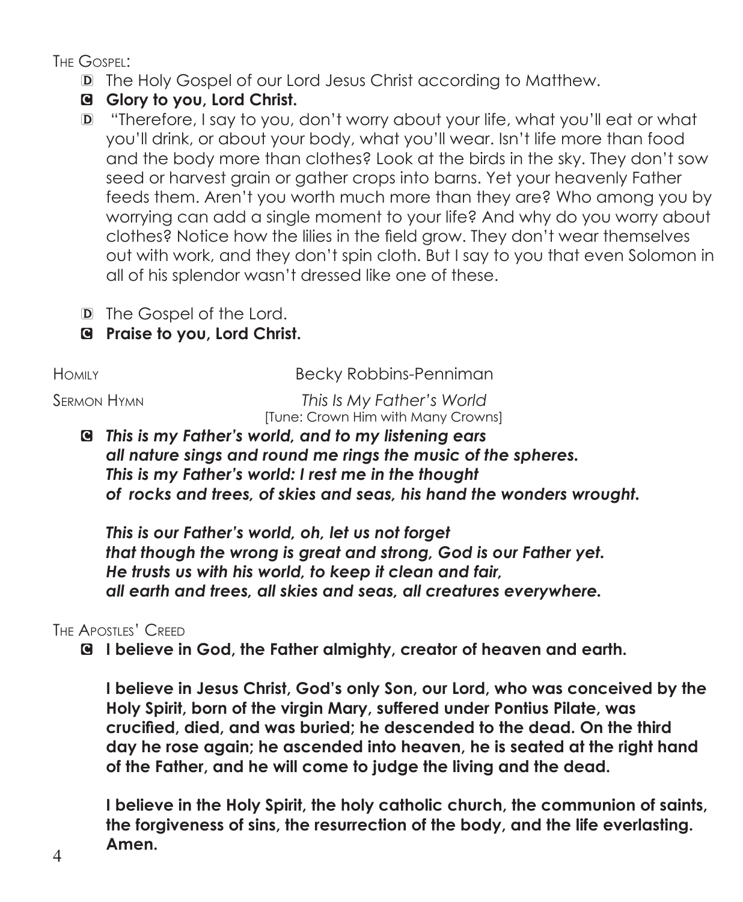The Gospel:

D The Holy Gospel of our Lord Jesus Christ according to Matthew.

**C Glory to you, Lord Christ.**

D "Therefore, I say to you, don't worry about your life, what you'll eat or what you'll drink, or about your body, what you'll wear. Isn't life more than food and the body more than clothes? Look at the birds in the sky. They don't sow seed or harvest grain or gather crops into barns. Yet your heavenly Father feeds them. Aren't you worth much more than they are? Who among you by worrying can add a single moment to your life? And why do you worry about clothes? Notice how the lilies in the field grow. They don't wear themselves out with work, and they don't spin cloth. But I say to you that even Solomon in all of his splendor wasn't dressed like one of these.

D The Gospel of the Lord.

**C Praise to you, Lord Christ.**

Homily — Becky Robbins-Penniman

Sermon Hymn — *This Is My Father's World*
[Tune: Crown Him with Many Crowns]

***C This is my Father's world, and to my listening ears***
***all nature sings and round me rings the music of the spheres.***
***This is my Father's world: I rest me in the thought***
***of rocks and trees, of skies and seas, his hand the wonders wrought.***

***This is our Father's world, oh, let us not forget***
***that though the wrong is great and strong, God is our Father yet.***
***He trusts us with his world, to keep it clean and fair,***
***all earth and trees, all skies and seas, all creatures everywhere.***

The Apostles' Creed

**C I believe in God, the Father almighty, creator of heaven and earth.**

**I believe in Jesus Christ, God's only Son, our Lord, who was conceived by the Holy Spirit, born of the virgin Mary, suffered under Pontius Pilate, was crucified, died, and was buried; he descended to the dead. On the third day he rose again; he ascended into heaven, he is seated at the right hand of the Father, and he will come to judge the living and the dead.**

**I believe in the Holy Spirit, the holy catholic church, the communion of saints, the forgiveness of sins, the resurrection of the body, and the life everlasting. Amen.**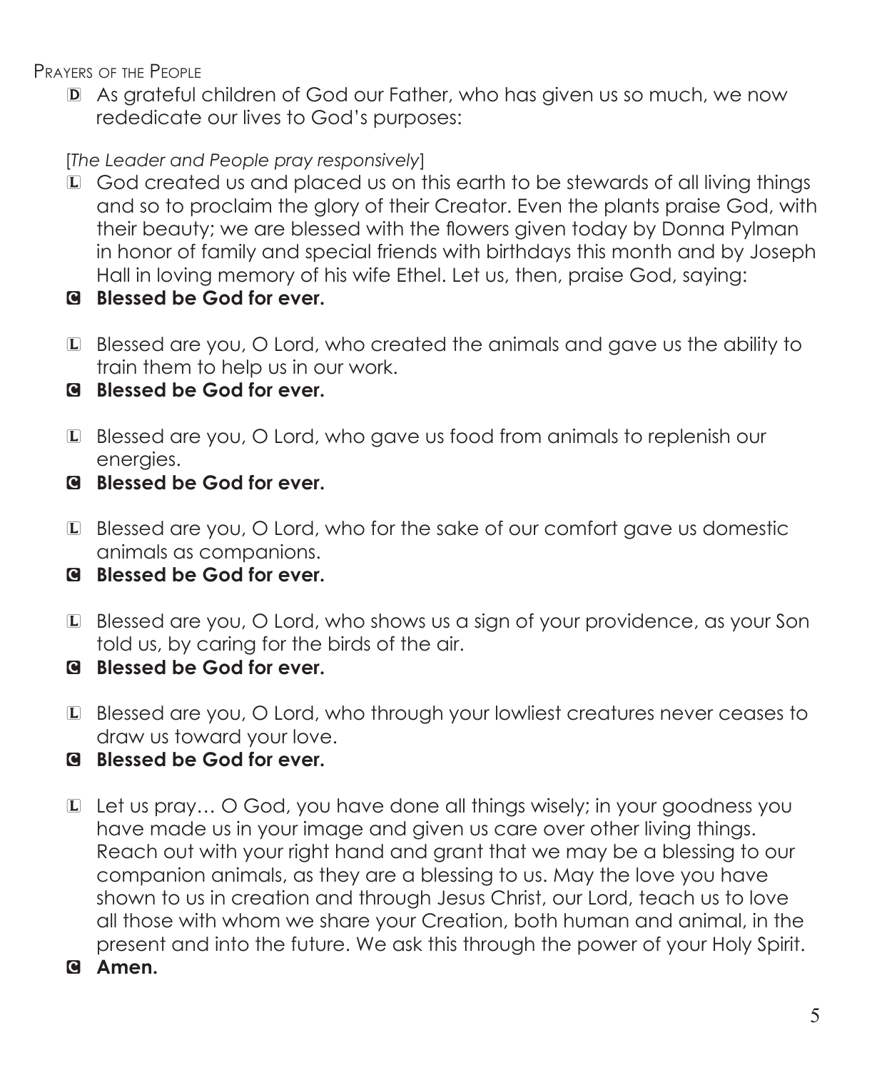Prayers of the People

D As grateful children of God our Father, who has given us so much, we now rededicate our lives to God's purposes:

[*The Leader and People pray responsively*]

L God created us and placed us on this earth to be stewards of all living things and so to proclaim the glory of their Creator. Even the plants praise God, with their beauty; we are blessed with the flowers given today by Donna Pylman in honor of family and special friends with birthdays this month and by Joseph Hall in loving memory of his wife Ethel. Let us, then, praise God, saying:

**C Blessed be God for ever.**

L Blessed are you, O Lord, who created the animals and gave us the ability to train them to help us in our work.

**C Blessed be God for ever.**

L Blessed are you, O Lord, who gave us food from animals to replenish our energies.

**C Blessed be God for ever.**

L Blessed are you, O Lord, who for the sake of our comfort gave us domestic animals as companions.

**C Blessed be God for ever.**

L Blessed are you, O Lord, who shows us a sign of your providence, as your Son told us, by caring for the birds of the air.

**C Blessed be God for ever.**

L Blessed are you, O Lord, who through your lowliest creatures never ceases to draw us toward your love.

**C Blessed be God for ever.**

L Let us pray… O God, you have done all things wisely; in your goodness you have made us in your image and given us care over other living things. Reach out with your right hand and grant that we may be a blessing to our companion animals, as they are a blessing to us. May the love you have shown to us in creation and through Jesus Christ, our Lord, teach us to love all those with whom we share your Creation, both human and animal, in the present and into the future. We ask this through the power of your Holy Spirit.

**C Amen.**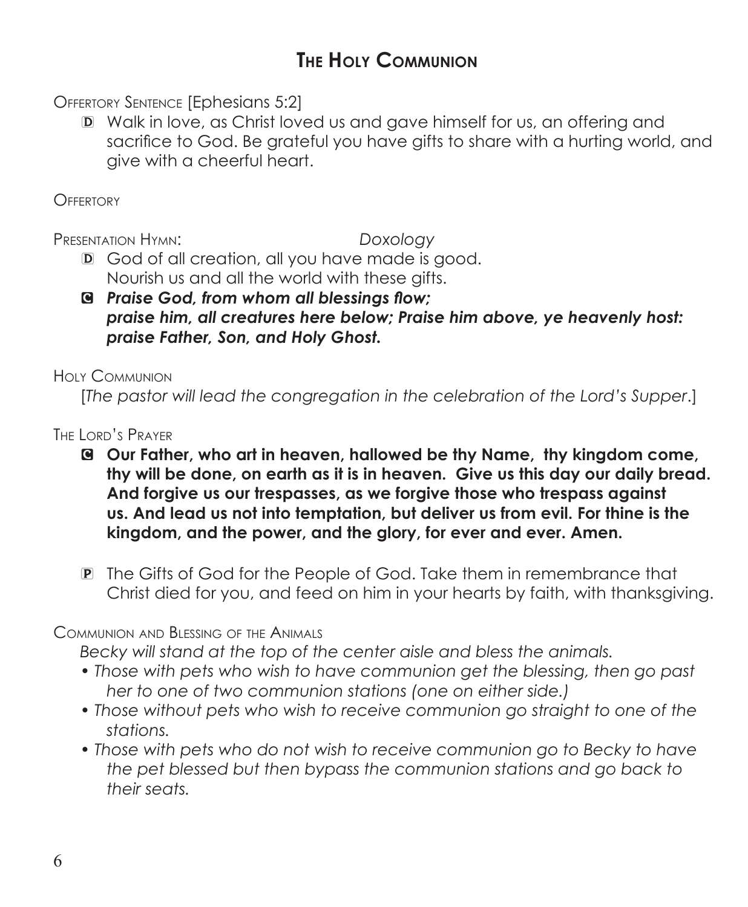# The Holy Communion

Offertory Sentence [Ephesians 5:2]

D Walk in love, as Christ loved us and gave himself for us, an offering and sacrifice to God. Be grateful you have gifts to share with a hurting world, and give with a cheerful heart.

Offertory

Presentation Hymn: *Doxology*

D God of all creation, all you have made is good. Nourish us and all the world with these gifts.

C ***Praise God, from whom all blessings flow; praise him, all creatures here below; Praise him above, ye heavenly host: praise Father, Son, and Holy Ghost.***

Holy Communion

[*The pastor will lead the congregation in the celebration of the Lord's Supper*.]

The Lord's Prayer

C **Our Father, who art in heaven, hallowed be thy Name, thy kingdom come, thy will be done, on earth as it is in heaven. Give us this day our daily bread. And forgive us our trespasses, as we forgive those who trespass against us. And lead us not into temptation, but deliver us from evil. For thine is the kingdom, and the power, and the glory, for ever and ever. Amen.**

P The Gifts of God for the People of God. Take them in remembrance that Christ died for you, and feed on him in your hearts by faith, with thanksgiving.

Communion and Blessing of the Animals

*Becky will stand at the top of the center aisle and bless the animals.*

- *Those with pets who wish to have communion get the blessing, then go past her to one of two communion stations (one on either side.)*
- *Those without pets who wish to receive communion go straight to one of the stations.*
- *Those with pets who do not wish to receive communion go to Becky to have the pet blessed but then bypass the communion stations and go back to their seats.*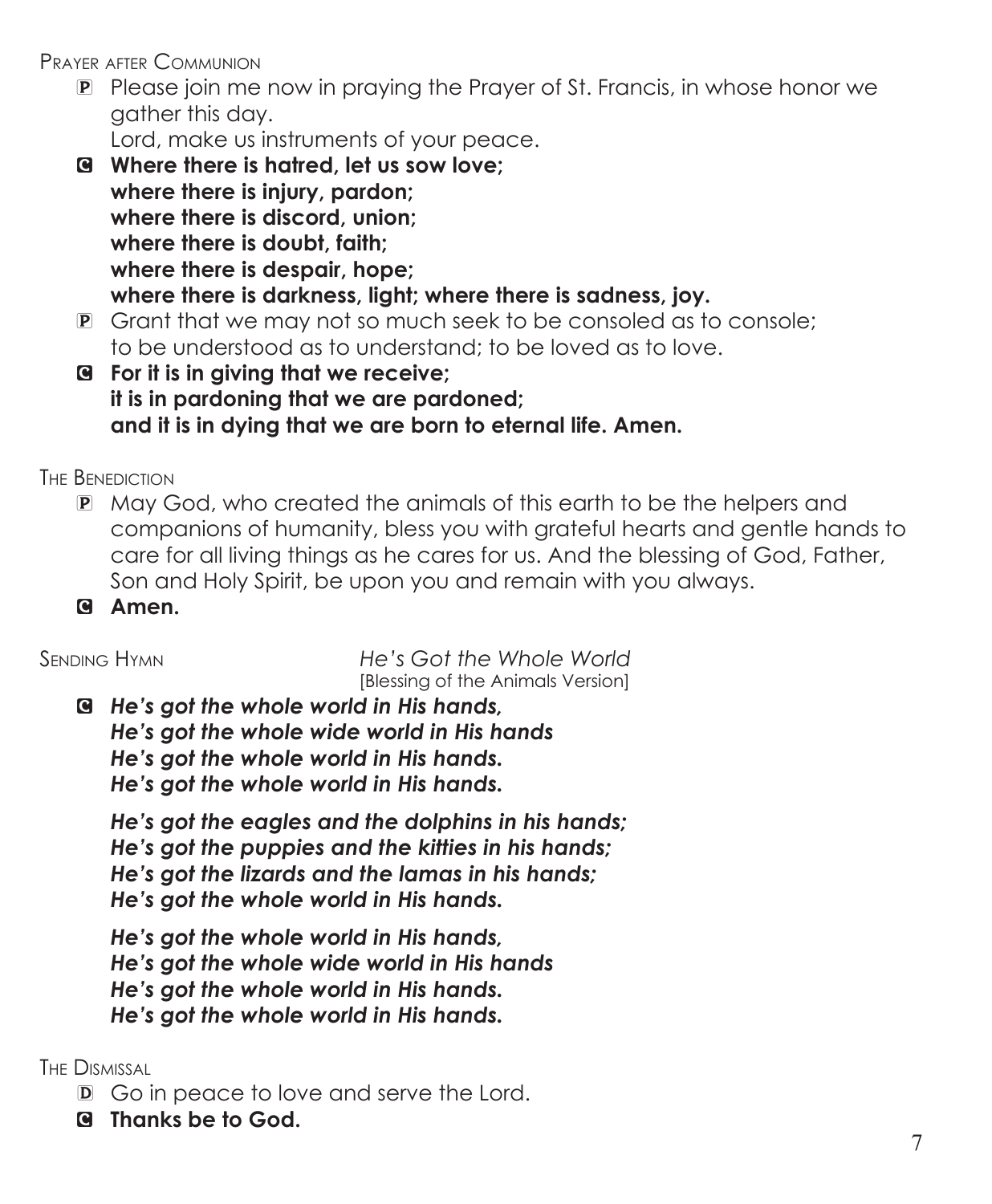### Prayer after Communion

P Please join me now in praying the Prayer of St. Francis, in whose honor we gather this day.
Lord, make us instruments of your peace.

C **Where there is hatred, let us sow love;**
**where there is injury, pardon;**
**where there is discord, union;**
**where there is doubt, faith;**
**where there is despair, hope;**
**where there is darkness, light; where there is sadness, joy.**

P Grant that we may not so much seek to be consoled as to console;
to be understood as to understand; to be loved as to love.

C **For it is in giving that we receive;**
**it is in pardoning that we are pardoned;**
**and it is in dying that we are born to eternal life. Amen.**

### The Benediction

P May God, who created the animals of this earth to be the helpers and companions of humanity, bless you with grateful hearts and gentle hands to care for all living things as he cares for us. And the blessing of God, Father, Son and Holy Spirit, be upon you and remain with you always.

C **Amen.**

### Sending Hymn *He's Got the Whole World*

[Blessing of the Animals Version]

C ***He's got the whole world in His hands,***
***He's got the whole wide world in His hands***
***He's got the whole world in His hands.***
***He's got the whole world in His hands.***

***He's got the eagles and the dolphins in his hands;***
***He's got the puppies and the kitties in his hands;***
***He's got the lizards and the lamas in his hands;***
***He's got the whole world in His hands.***

***He's got the whole world in His hands,***
***He's got the whole wide world in His hands***
***He's got the whole world in His hands.***
***He's got the whole world in His hands.***

### The Dismissal

D Go in peace to love and serve the Lord.

C **Thanks be to God.**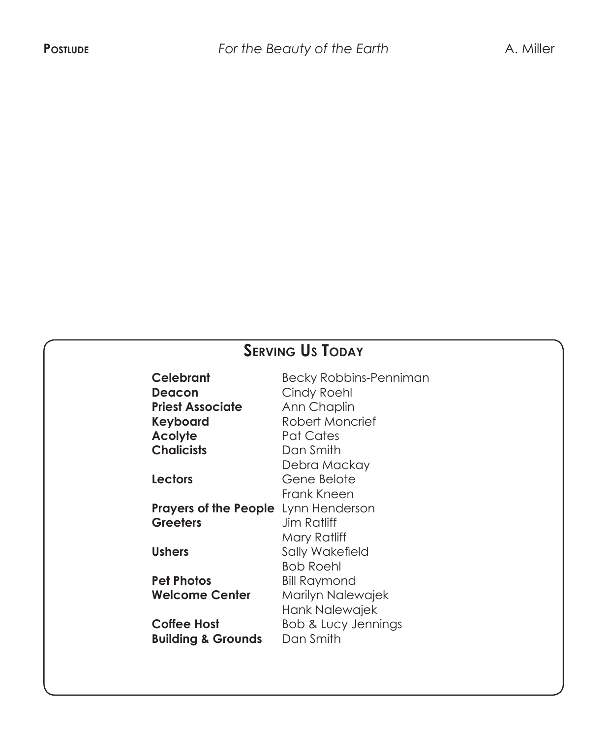**Postlude** *For the Beauty of the Earth* A. Miller

## Serving Us Today

| | |
|---|---|
| **Celebrant** | Becky Robbins-Penniman |
| **Deacon** | Cindy Roehl |
| **Priest Associate** | Ann Chaplin |
| **Keyboard** | Robert Moncrief |
| **Acolyte** | Pat Cates |
| **Chalicists** | Dan Smith |
| | Debra Mackay |
| **Lectors** | Gene Belote |
| | Frank Kneen |
| **Prayers of the People** | Lynn Henderson |
| **Greeters** | Jim Ratliff |
| | Mary Ratliff |
| **Ushers** | Sally Wakefield |
| | Bob Roehl |
| **Pet Photos** | Bill Raymond |
| **Welcome Center** | Marilyn Nalewajek |
| | Hank Nalewajek |
| **Coffee Host** | Bob & Lucy Jennings |
| **Building & Grounds** | Dan Smith |